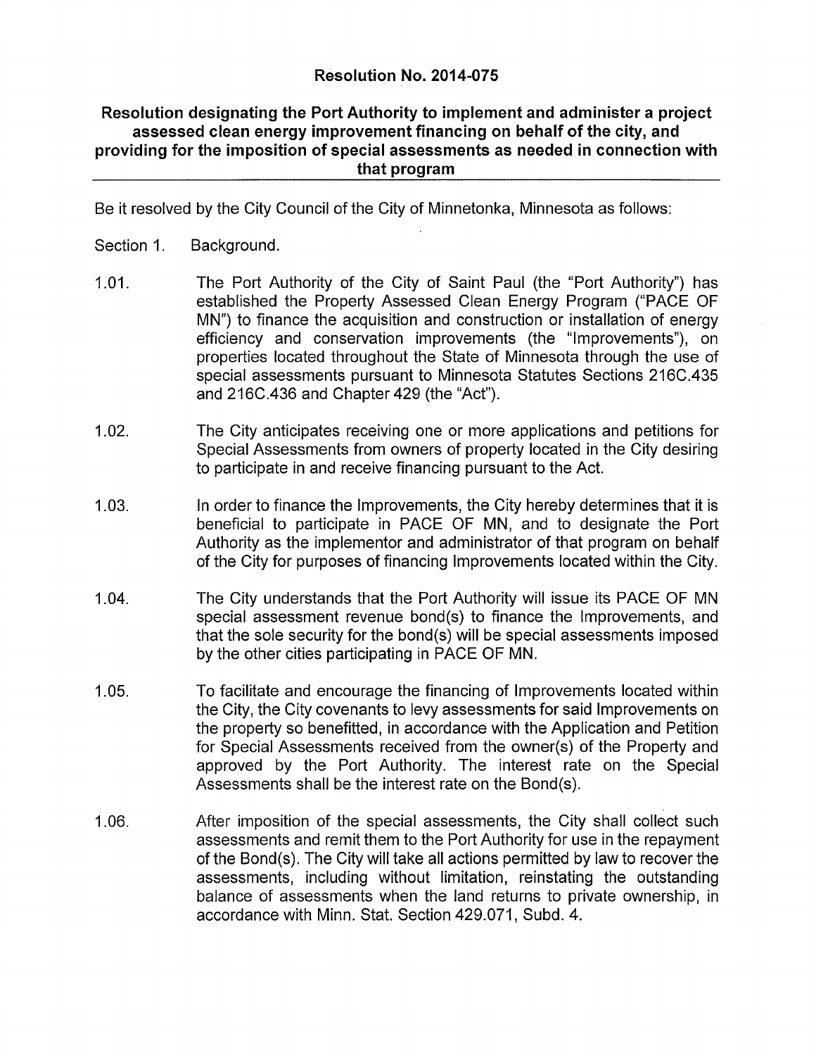# Resolution No. 2014-075

## Resolution designating the Port Authority to implement and administer a project assessed clean energy improvement financing on behalf of the city, and providing for the imposition of special assessments as needed in connection with that program

Be it resolved by the City Council of the City of Minnetonka, Minnesota as follows:

Section 1. Background.

1.01. The Port Authority of the City of Saint Paul (the "Port Authority") has established the Property Assessed Clean Energy Program ("PACE OF MN") to finance the acquisition and construction or installation of energy efficiency and conservation improvements (the "Improvements"), on properties located throughout the State of Minnesota through the use of special assessments pursuant to Minnesota Statutes Sections 216C.435 and 216C.436 and Chapter 429 (the "Act").

1.02. The City anticipates receiving one or more applications and petitions for Special Assessments from owners of property located in the City desiring to participate in and receive financing pursuant to the Act.

1.03. In order to finance the Improvements, the City hereby determines that it is beneficial to participate in PACE OF MN, and to designate the Port Authority as the implementor and administrator of that program on behalf of the City for purposes of financing Improvements located within the City.

1.04. The City understands that the Port Authority will issue its PACE OF MN special assessment revenue bond(s) to finance the Improvements, and that the sole security for the bond(s) will be special assessments imposed by the other cities participating in PACE OF MN.

1.05. To facilitate and encourage the financing of Improvements located within the City, the City covenants to levy assessments for said Improvements on the property so benefitted, in accordance with the Application and Petition for Special Assessments received from the owner(s) of the Property and approved by the Port Authority. The interest rate on the Special Assessments shall be the interest rate on the Bond(s).

1.06. After imposition of the special assessments, the City shall collect such assessments and remit them to the Port Authority for use in the repayment of the Bond(s). The City will take all actions permitted by law to recover the assessments, including without limitation, reinstating the outstanding balance of assessments when the land returns to private ownership, in accordance with Minn. Stat. Section 429.071, Subd. 4.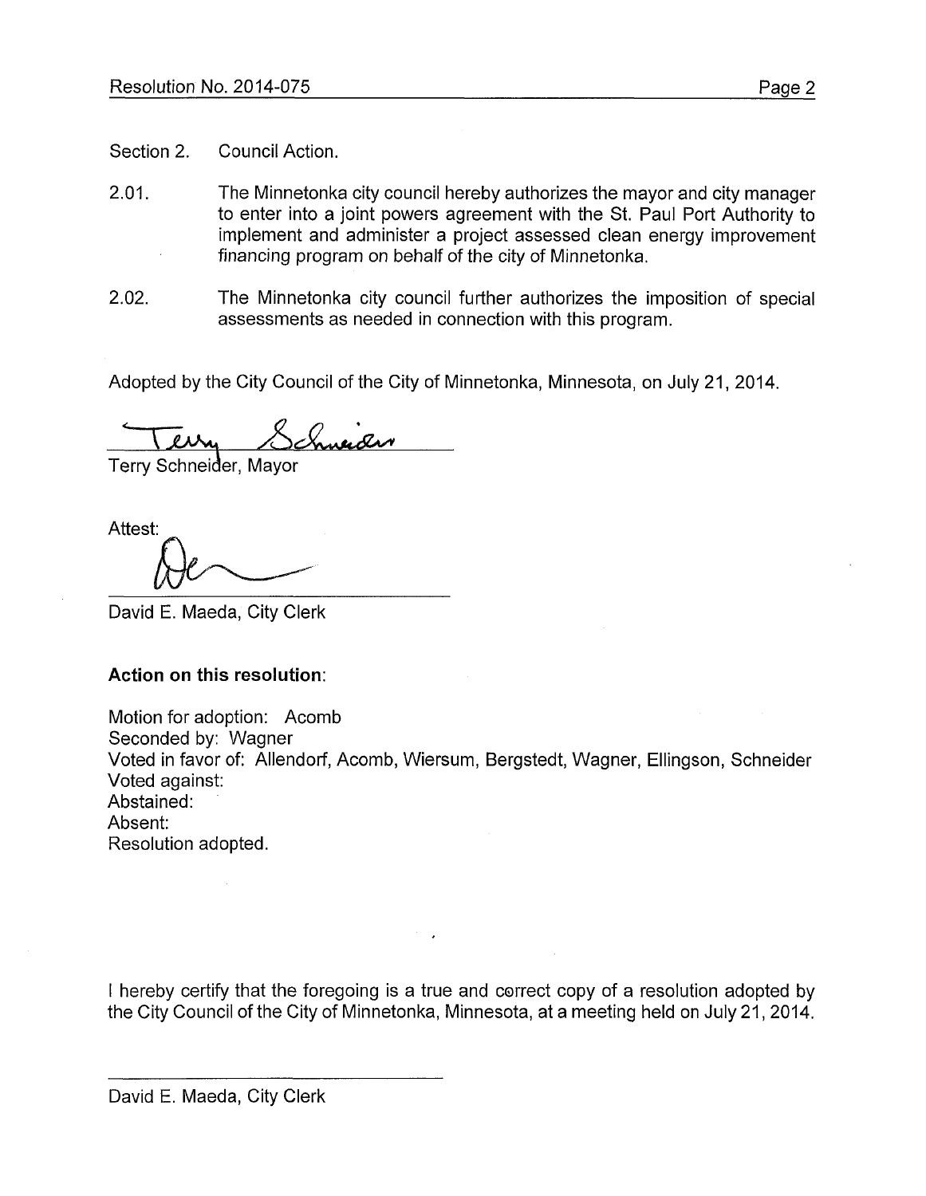Section 2. Council Action.

2.01. The Minnetonka city council hereby authorizes the mayor and city manager to enter into a joint powers agreement with the St. Paul Port Authority to implement and administer a project assessed clean energy improvement financing program on behalf of the city of Minnetonka.

2.02. The Minnetonka city council further authorizes the imposition of special assessments as needed in connection with this program.

Adopted by the City Council of the City of Minnetonka, Minnesota, on July 21, 2014.

Terry Schneider, Mayor

Attest:

David E. Maeda, City Clerk

**Action on this resolution**:

Motion for adoption: Acomb
Seconded by: Wagner
Voted in favor of: Allendorf, Acomb, Wiersum, Bergstedt, Wagner, Ellingson, Schneider
Voted against:
Abstained:
Absent:
Resolution adopted.

I hereby certify that the foregoing is a true and correct copy of a resolution adopted by the City Council of the City of Minnetonka, Minnesota, at a meeting held on July 21, 2014.

David E. Maeda, City Clerk